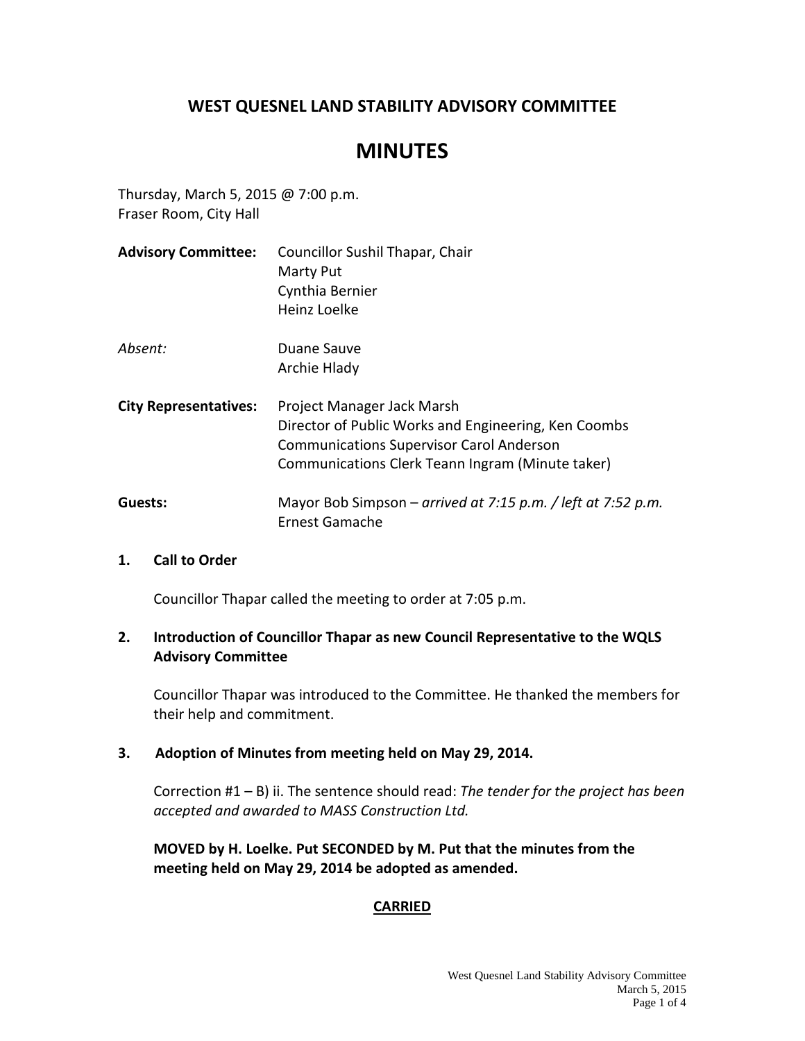# WEST QUESNEL LAND STABILITY ADVISORY COMMITTEE

# MINUTES

Thursday, March 5, 2015 @ 7:00 p.m.
Fraser Room, City Hall

**Advisory Committee:** Councillor Sushil Thapar, Chair
Marty Put
Cynthia Bernier
Heinz Loelke

*Absent:* Duane Sauve
Archie Hlady

**City Representatives:** Project Manager Jack Marsh
Director of Public Works and Engineering, Ken Coombs
Communications Supervisor Carol Anderson
Communications Clerk Teann Ingram (Minute taker)

**Guests:** Mayor Bob Simpson – *arrived at 7:15 p.m. / left at 7:52 p.m.*
Ernest Gamache

**1. Call to Order**

Councillor Thapar called the meeting to order at 7:05 p.m.

**2. Introduction of Councillor Thapar as new Council Representative to the WQLS Advisory Committee**

Councillor Thapar was introduced to the Committee. He thanked the members for their help and commitment.

**3. Adoption of Minutes from meeting held on May 29, 2014.**

Correction #1 – B) ii. The sentence should read: *The tender for the project has been accepted and awarded to MASS Construction Ltd.*

**MOVED by H. Loelke. Put SECONDED by M. Put that the minutes from the meeting held on May 29, 2014 be adopted as amended.**

**CARRIED**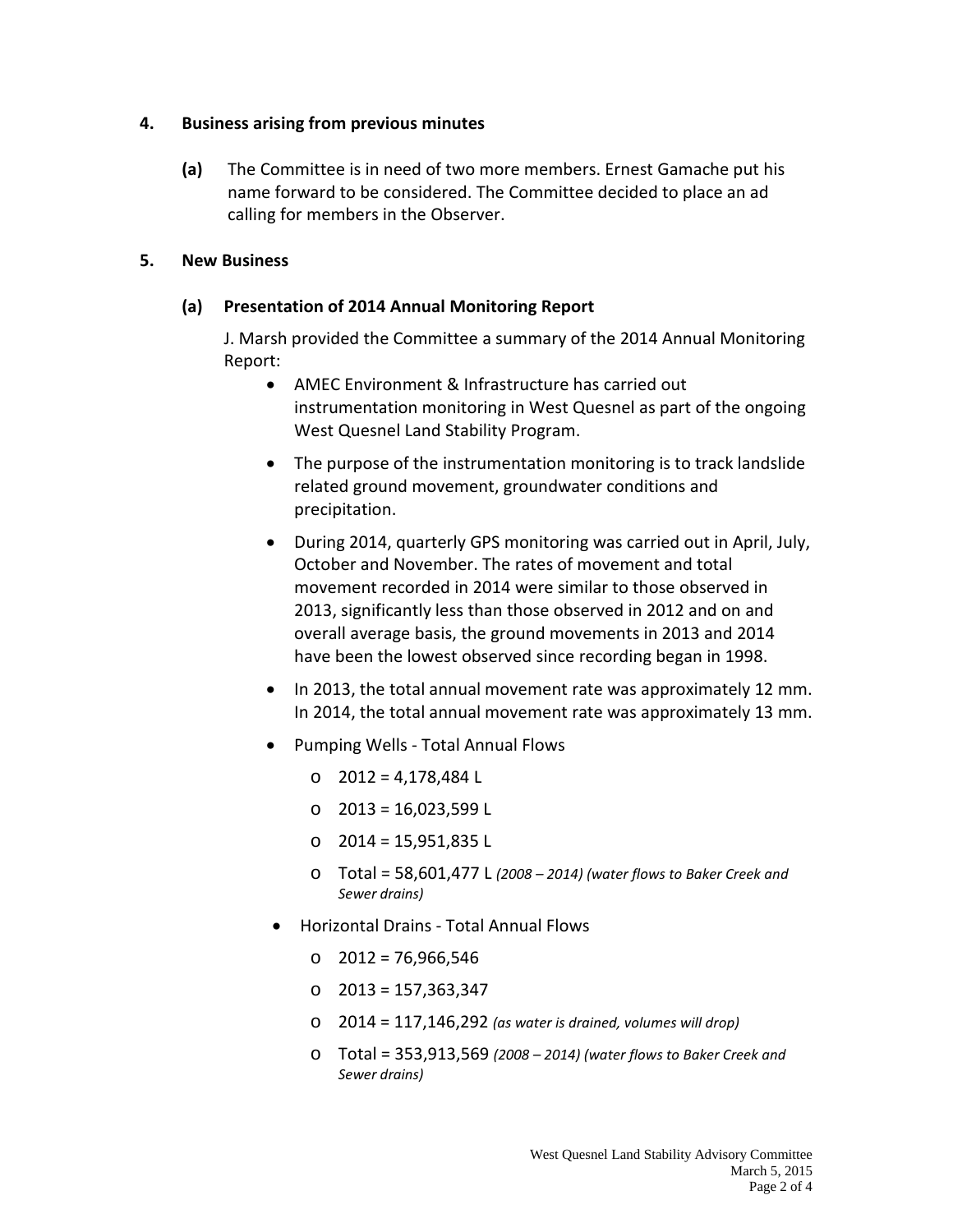**4. Business arising from previous minutes**

**(a)** The Committee is in need of two more members. Ernest Gamache put his name forward to be considered. The Committee decided to place an ad calling for members in the Observer.

**5. New Business**

**(a) Presentation of 2014 Annual Monitoring Report**

J. Marsh provided the Committee a summary of the 2014 Annual Monitoring Report:

- AMEC Environment & Infrastructure has carried out instrumentation monitoring in West Quesnel as part of the ongoing West Quesnel Land Stability Program.
- The purpose of the instrumentation monitoring is to track landslide related ground movement, groundwater conditions and precipitation.
- During 2014, quarterly GPS monitoring was carried out in April, July, October and November. The rates of movement and total movement recorded in 2014 were similar to those observed in 2013, significantly less than those observed in 2012 and on and overall average basis, the ground movements in 2013 and 2014 have been the lowest observed since recording began in 1998.
- In 2013, the total annual movement rate was approximately 12 mm. In 2014, the total annual movement rate was approximately 13 mm.
- Pumping Wells - Total Annual Flows
  - 2012 = 4,178,484 L
  - 2013 = 16,023,599 L
  - 2014 = 15,951,835 L
  - Total = 58,601,477 L *(2008 – 2014) (water flows to Baker Creek and Sewer drains)*
- Horizontal Drains - Total Annual Flows
  - 2012 = 76,966,546
  - 2013 = 157,363,347
  - 2014 = 117,146,292 *(as water is drained, volumes will drop)*
  - Total = 353,913,569 *(2008 – 2014) (water flows to Baker Creek and Sewer drains)*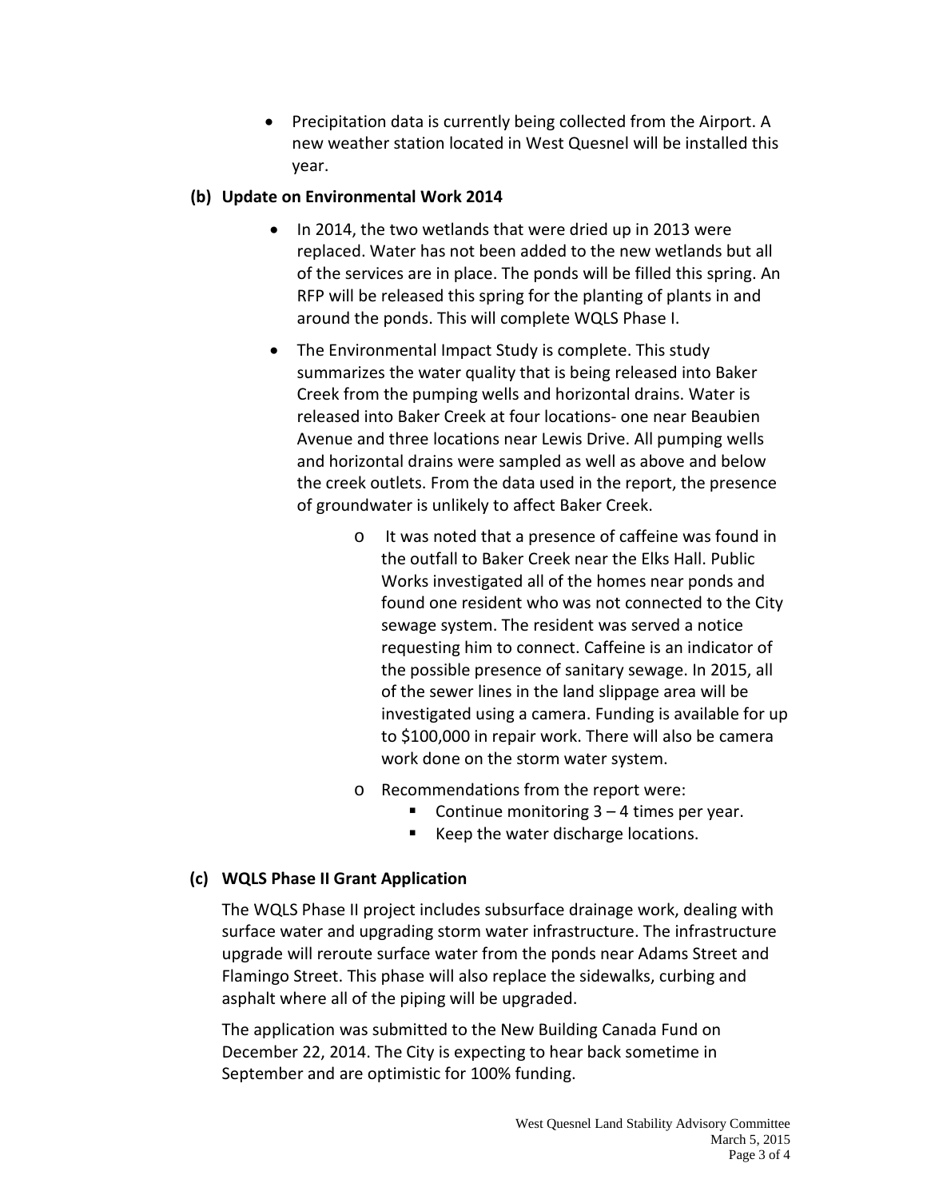- Precipitation data is currently being collected from the Airport. A new weather station located in West Quesnel will be installed this year.

### (b) Update on Environmental Work 2014

- In 2014, the two wetlands that were dried up in 2013 were replaced. Water has not been added to the new wetlands but all of the services are in place. The ponds will be filled this spring. An RFP will be released this spring for the planting of plants in and around the ponds. This will complete WQLS Phase I.
- The Environmental Impact Study is complete. This study summarizes the water quality that is being released into Baker Creek from the pumping wells and horizontal drains. Water is released into Baker Creek at four locations- one near Beaubien Avenue and three locations near Lewis Drive. All pumping wells and horizontal drains were sampled as well as above and below the creek outlets. From the data used in the report, the presence of groundwater is unlikely to affect Baker Creek.
    - It was noted that a presence of caffeine was found in the outfall to Baker Creek near the Elks Hall. Public Works investigated all of the homes near ponds and found one resident who was not connected to the City sewage system. The resident was served a notice requesting him to connect. Caffeine is an indicator of the possible presence of sanitary sewage. In 2015, all of the sewer lines in the land slippage area will be investigated using a camera. Funding is available for up to $100,000 in repair work. There will also be camera work done on the storm water system.
    - Recommendations from the report were:
        - Continue monitoring 3 – 4 times per year.
        - Keep the water discharge locations.

### (c) WQLS Phase II Grant Application

The WQLS Phase II project includes subsurface drainage work, dealing with surface water and upgrading storm water infrastructure. The infrastructure upgrade will reroute surface water from the ponds near Adams Street and Flamingo Street. This phase will also replace the sidewalks, curbing and asphalt where all of the piping will be upgraded.

The application was submitted to the New Building Canada Fund on December 22, 2014. The City is expecting to hear back sometime in September and are optimistic for 100% funding.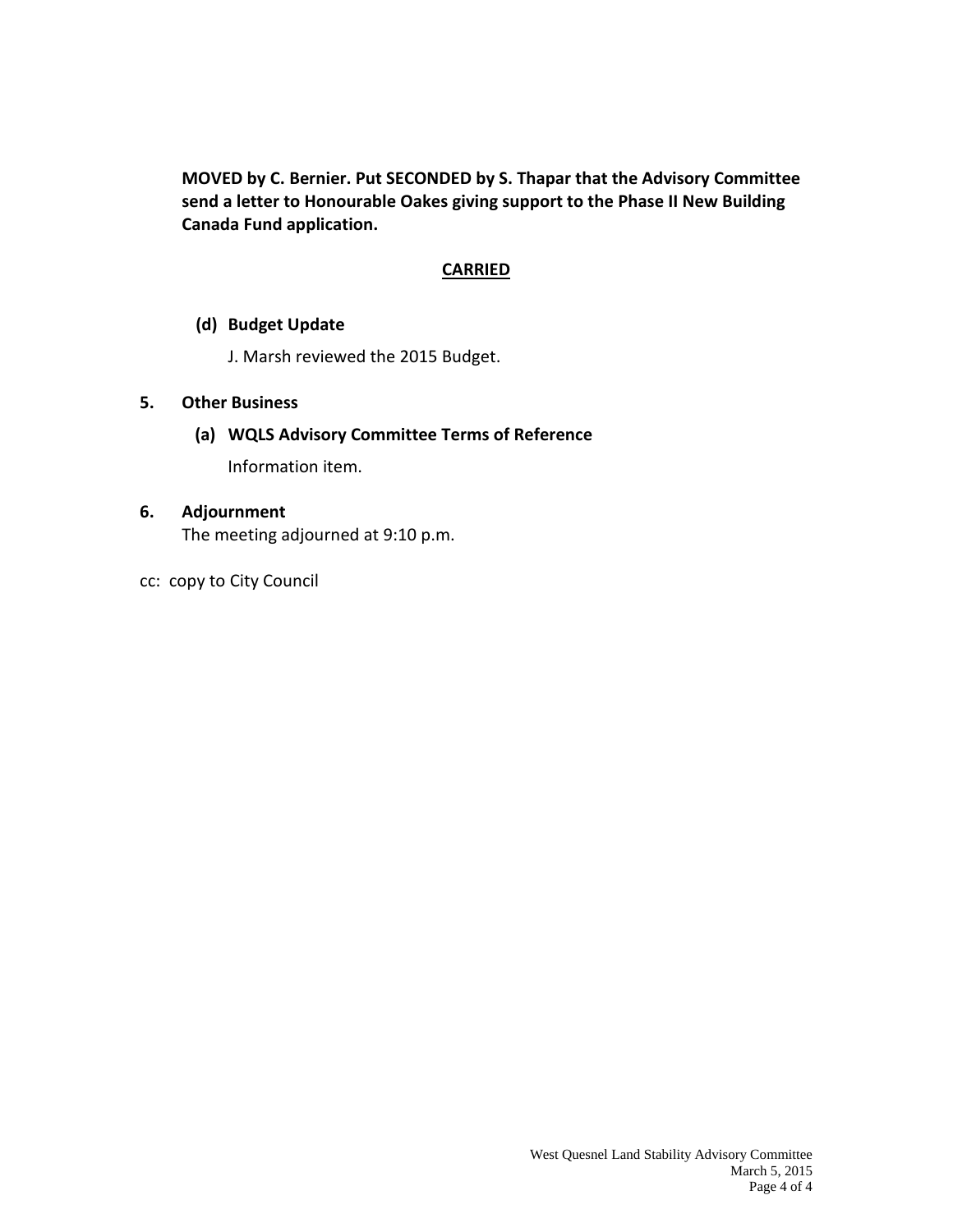**MOVED by C. Bernier. Put SECONDED by S. Thapar that the Advisory Committee send a letter to Honourable Oakes giving support to the Phase II New Building Canada Fund application.**

**CARRIED**

**(d) Budget Update**

J. Marsh reviewed the 2015 Budget.

**5. Other Business**

**(a) WQLS Advisory Committee Terms of Reference**

Information item.

**6. Adjournment**

The meeting adjourned at 9:10 p.m.

cc: copy to City Council